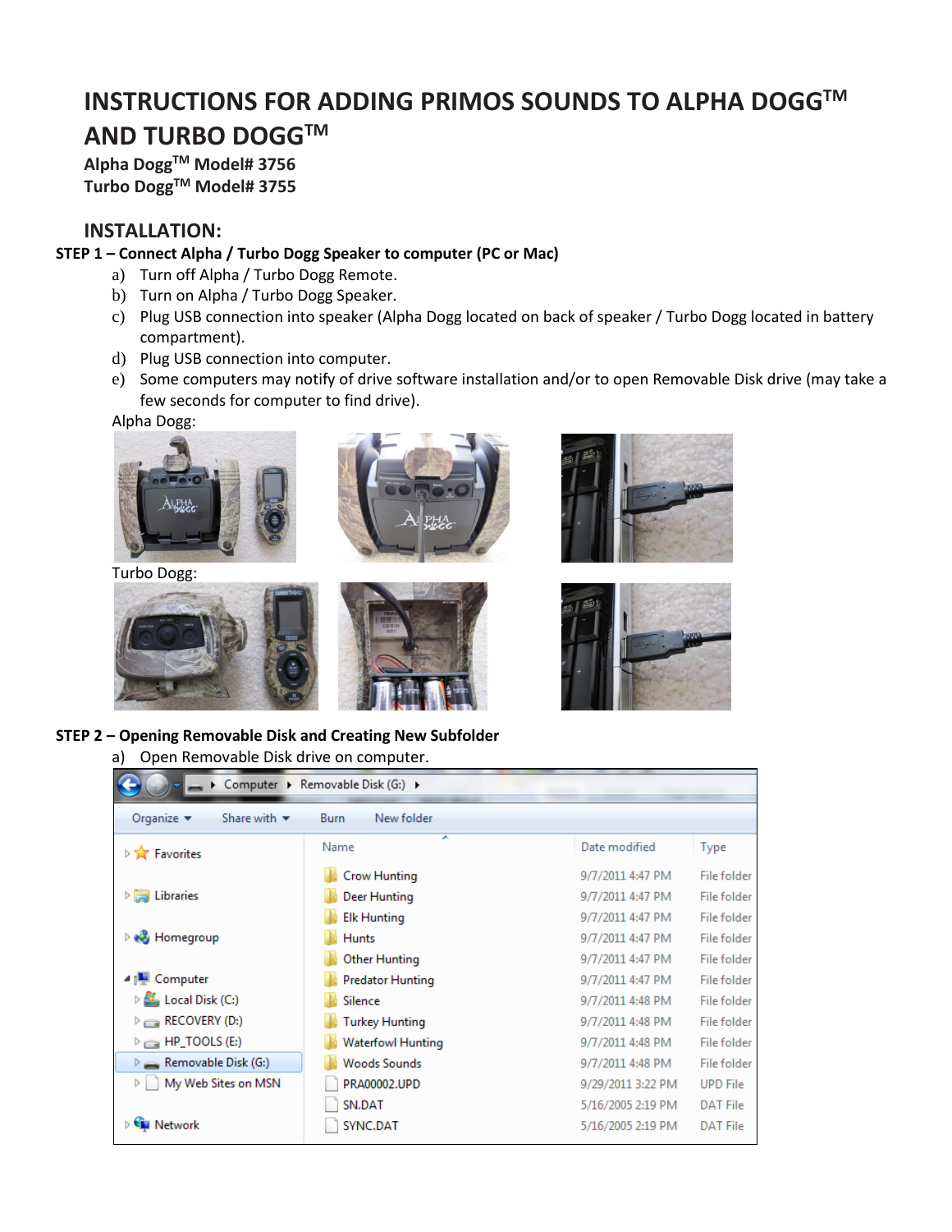# INSTRUCTIONS FOR ADDING PRIMOS SOUNDS TO ALPHA DOGG™ AND TURBO DOGG™

**Alpha Dogg™ Model# 3756**
**Turbo Dogg™ Model# 3755**

## INSTALLATION:

**STEP 1 – Connect Alpha / Turbo Dogg Speaker to computer (PC or Mac)**

a) Turn off Alpha / Turbo Dogg Remote.
b) Turn on Alpha / Turbo Dogg Speaker.
c) Plug USB connection into speaker (Alpha Dogg located on back of speaker / Turbo Dogg located in battery compartment).
d) Plug USB connection into computer.
e) Some computers may notify of drive software installation and/or to open Removable Disk drive (may take a few seconds for computer to find drive).

Alpha Dogg:

Turbo Dogg:

**STEP 2 – Opening Removable Disk and Creating New Subfolder**

a) Open Removable Disk drive on computer.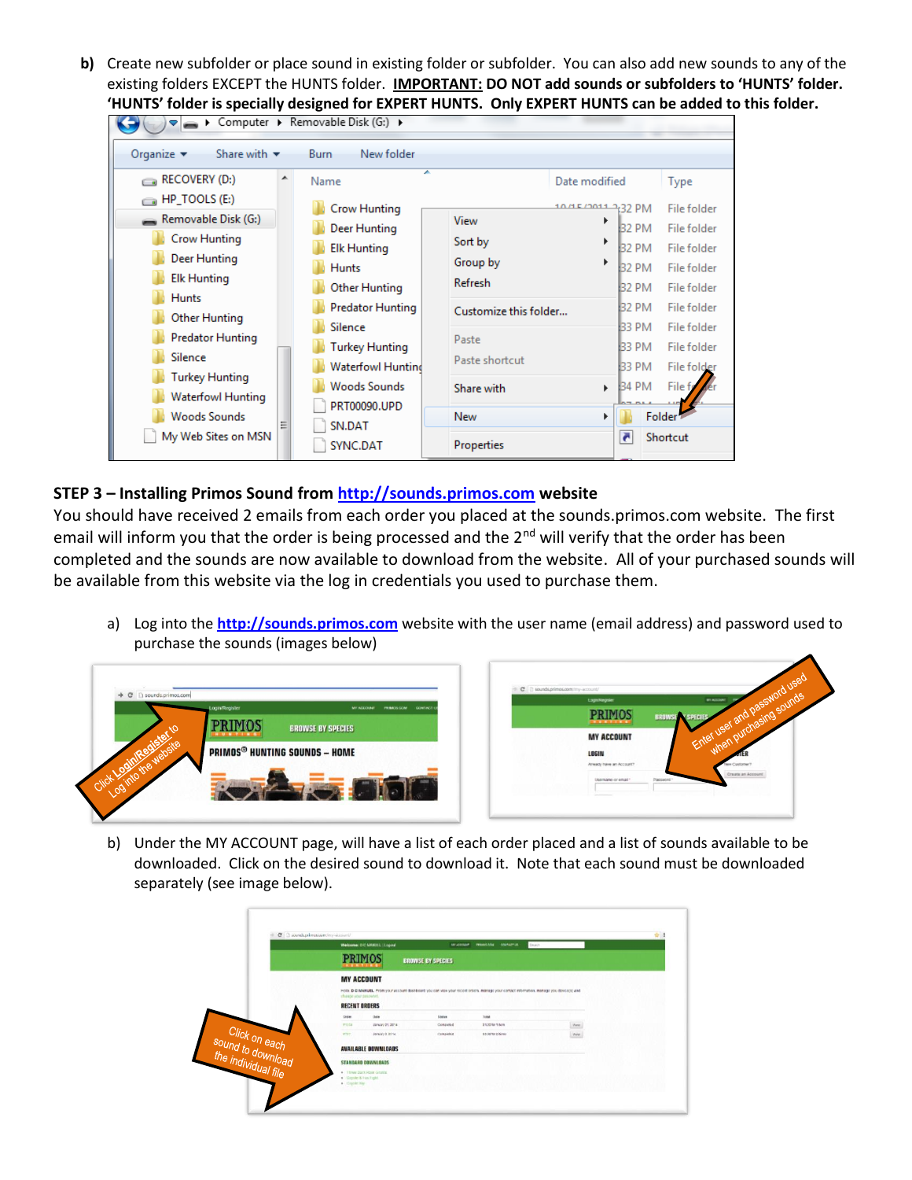**b)** Create new subfolder or place sound in existing folder or subfolder. You can also add new sounds to any of the existing folders EXCEPT the HUNTS folder. **IMPORTANT: DO NOT add sounds or subfolders to 'HUNTS' folder. 'HUNTS' folder is specially designed for EXPERT HUNTS. Only EXPERT HUNTS can be added to this folder.**

**STEP 3 – Installing Primos Sound from http://sounds.primos.com website**

You should have received 2 emails from each order you placed at the sounds.primos.com website. The first email will inform you that the order is being processed and the 2nd will verify that the order has been completed and the sounds are now available to download from the website. All of your purchased sounds will be available from this website via the log in credentials you used to purchase them.

a) Log into the http://sounds.primos.com website with the user name (email address) and password used to purchase the sounds (images below)

b) Under the MY ACCOUNT page, will have a list of each order placed and a list of sounds available to be downloaded. Click on the desired sound to download it. Note that each sound must be downloaded separately (see image below).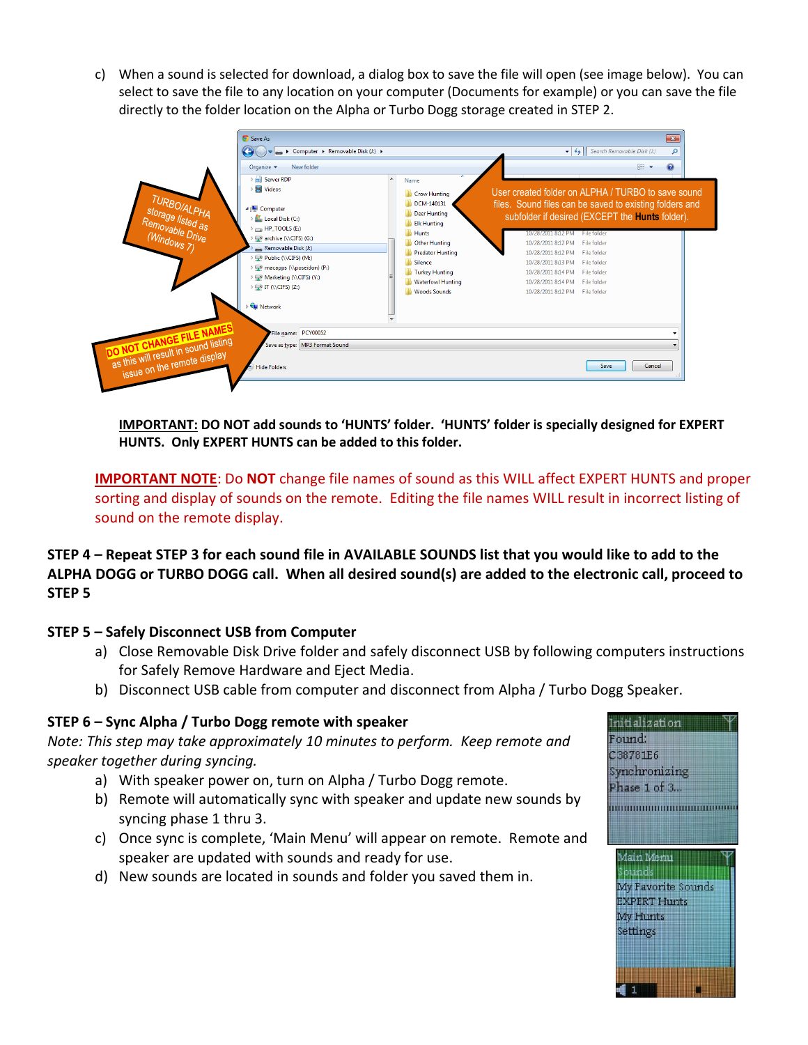c) When a sound is selected for download, a dialog box to save the file will open (see image below). You can select to save the file to any location on your computer (Documents for example) or you can save the file directly to the folder location on the Alpha or Turbo Dogg storage created in STEP 2.

**IMPORTANT:** **DO NOT add sounds to 'HUNTS' folder. 'HUNTS' folder is specially designed for EXPERT HUNTS. Only EXPERT HUNTS can be added to this folder.**

**IMPORTANT NOTE**: Do **NOT** change file names of sound as this WILL affect EXPERT HUNTS and proper sorting and display of sounds on the remote. Editing the file names WILL result in incorrect listing of sound on the remote display.

**STEP 4 – Repeat STEP 3 for each sound file in AVAILABLE SOUNDS list that you would like to add to the ALPHA DOGG or TURBO DOGG call. When all desired sound(s) are added to the electronic call, proceed to STEP 5**

**STEP 5 – Safely Disconnect USB from Computer**

a) Close Removable Disk Drive folder and safely disconnect USB by following computers instructions for Safely Remove Hardware and Eject Media.
b) Disconnect USB cable from computer and disconnect from Alpha / Turbo Dogg Speaker.

**STEP 6 – Sync Alpha / Turbo Dogg remote with speaker**

*Note: This step may take approximately 10 minutes to perform. Keep remote and speaker together during syncing.*

a) With speaker power on, turn on Alpha / Turbo Dogg remote.
b) Remote will automatically sync with speaker and update new sounds by syncing phase 1 thru 3.
c) Once sync is complete, 'Main Menu' will appear on remote. Remote and speaker are updated with sounds and ready for use.
d) New sounds are located in sounds and folder you saved them in.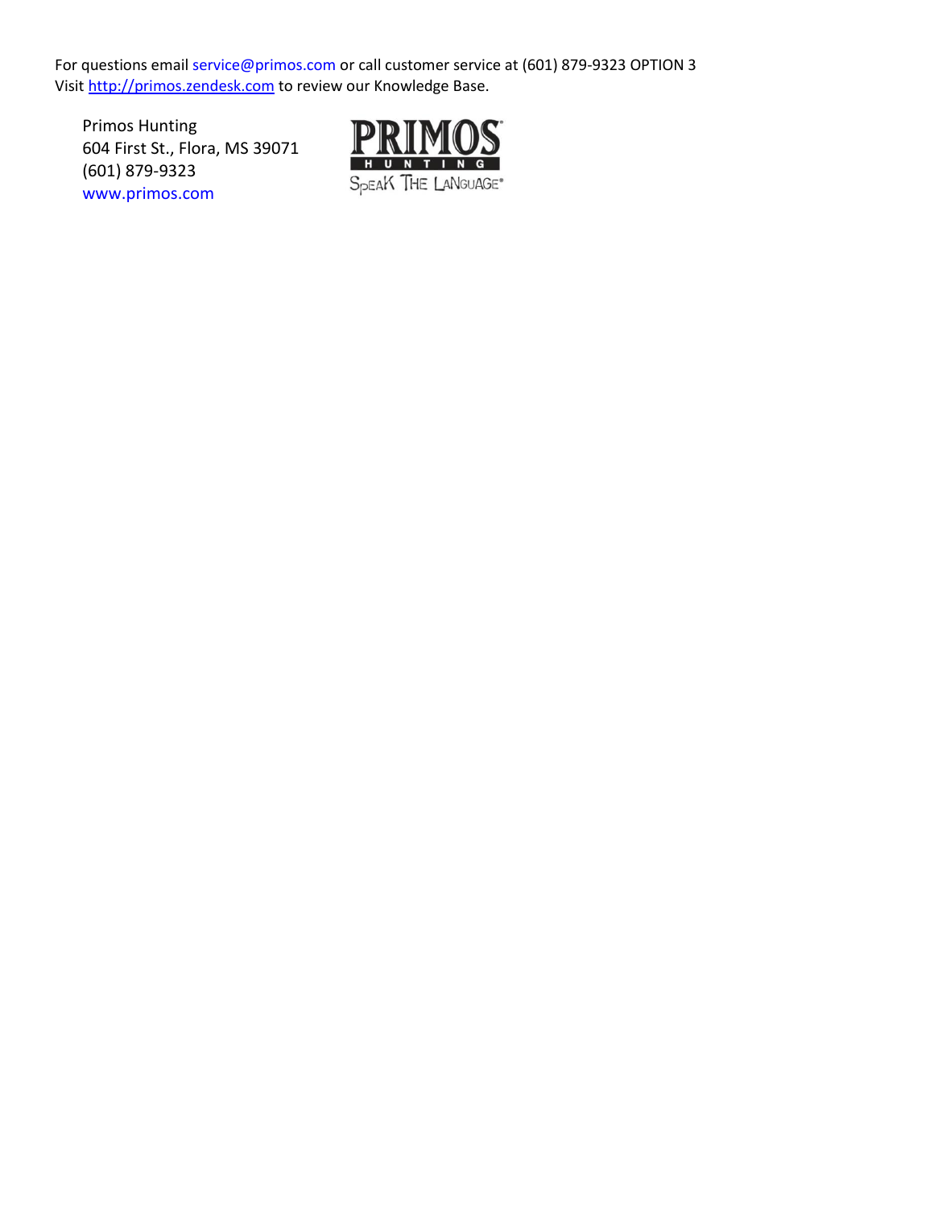For questions email service@primos.com or call customer service at (601) 879-9323 OPTION 3
Visit http://primos.zendesk.com to review our Knowledge Base.

Primos Hunting
604 First St., Flora, MS 39071
(601) 879-9323
www.primos.com

PRIMOS HUNTING
SPEAK THE LANGUAGE®